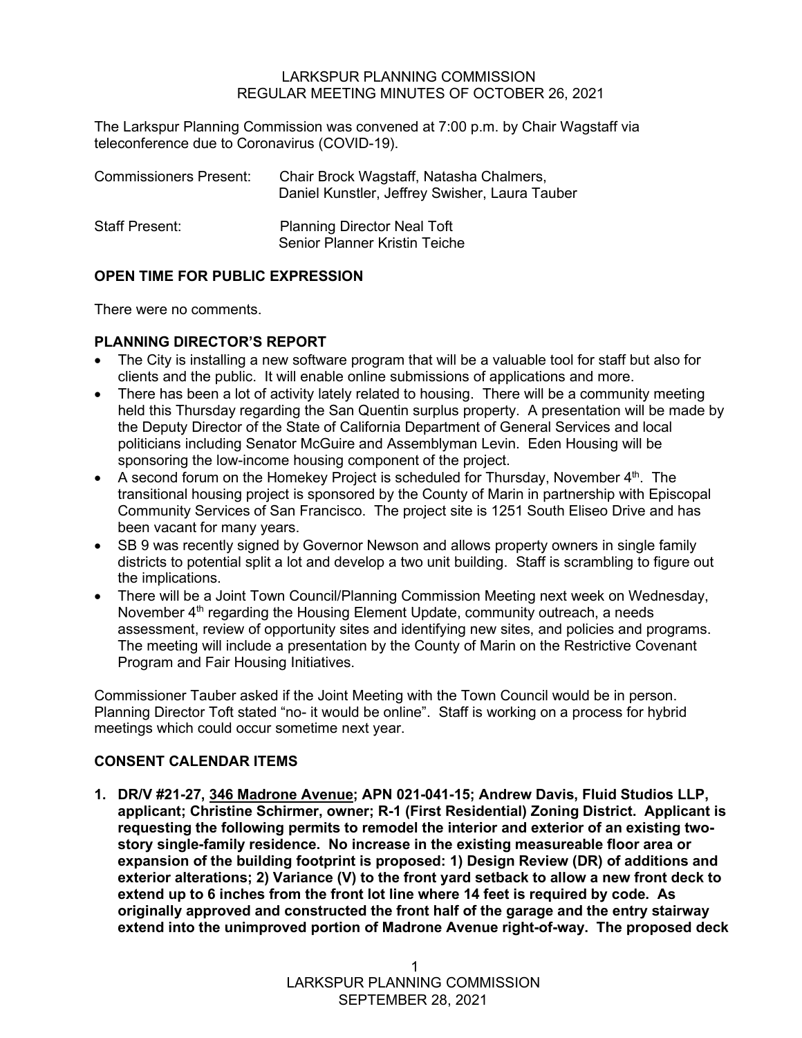LARKSPUR PLANNING COMMISSION
REGULAR MEETING MINUTES OF OCTOBER 26, 2021

The Larkspur Planning Commission was convened at 7:00 p.m. by Chair Wagstaff via teleconference due to Coronavirus (COVID-19).

Commissioners Present: Chair Brock Wagstaff, Natasha Chalmers, Daniel Kunstler, Jeffrey Swisher, Laura Tauber

Staff Present: Planning Director Neal Toft
Senior Planner Kristin Teiche

## OPEN TIME FOR PUBLIC EXPRESSION

There were no comments.

## PLANNING DIRECTOR'S REPORT

- The City is installing a new software program that will be a valuable tool for staff but also for clients and the public. It will enable online submissions of applications and more.
- There has been a lot of activity lately related to housing. There will be a community meeting held this Thursday regarding the San Quentin surplus property. A presentation will be made by the Deputy Director of the State of California Department of General Services and local politicians including Senator McGuire and Assemblyman Levin. Eden Housing will be sponsoring the low-income housing component of the project.
- A second forum on the Homekey Project is scheduled for Thursday, November 4th. The transitional housing project is sponsored by the County of Marin in partnership with Episcopal Community Services of San Francisco. The project site is 1251 South Eliseo Drive and has been vacant for many years.
- SB 9 was recently signed by Governor Newson and allows property owners in single family districts to potential split a lot and develop a two unit building. Staff is scrambling to figure out the implications.
- There will be a Joint Town Council/Planning Commission Meeting next week on Wednesday, November 4th regarding the Housing Element Update, community outreach, a needs assessment, review of opportunity sites and identifying new sites, and policies and programs. The meeting will include a presentation by the County of Marin on the Restrictive Covenant Program and Fair Housing Initiatives.

Commissioner Tauber asked if the Joint Meeting with the Town Council would be in person. Planning Director Toft stated "no- it would be online". Staff is working on a process for hybrid meetings which could occur sometime next year.

## CONSENT CALENDAR ITEMS

1. **DR/V #21-27, 346 Madrone Avenue; APN 021-041-15; Andrew Davis, Fluid Studios LLP, applicant; Christine Schirmer, owner; R-1 (First Residential) Zoning District. Applicant is requesting the following permits to remodel the interior and exterior of an existing two-story single-family residence. No increase in the existing measureable floor area or expansion of the building footprint is proposed: 1) Design Review (DR) of additions and exterior alterations; 2) Variance (V) to the front yard setback to allow a new front deck to extend up to 6 inches from the front lot line where 14 feet is required by code. As originally approved and constructed the front half of the garage and the entry stairway extend into the unimproved portion of Madrone Avenue right-of-way. The proposed deck**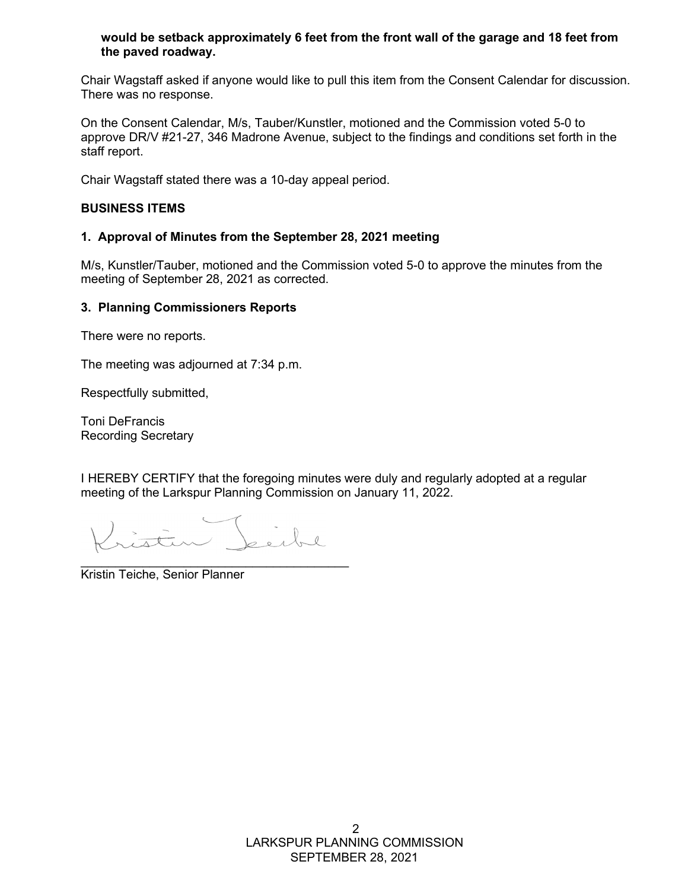**would be setback approximately 6 feet from the front wall of the garage and 18 feet from the paved roadway.**

Chair Wagstaff asked if anyone would like to pull this item from the Consent Calendar for discussion. There was no response.

On the Consent Calendar, M/s, Tauber/Kunstler, motioned and the Commission voted 5-0 to approve DR/V #21-27, 346 Madrone Avenue, subject to the findings and conditions set forth in the staff report.

Chair Wagstaff stated there was a 10-day appeal period.

## BUSINESS ITEMS

### 1. Approval of Minutes from the September 28, 2021 meeting

M/s, Kunstler/Tauber, motioned and the Commission voted 5-0 to approve the minutes from the meeting of September 28, 2021 as corrected.

### 3. Planning Commissioners Reports

There were no reports.

The meeting was adjourned at 7:34 p.m.

Respectfully submitted,

Toni DeFrancis
Recording Secretary

I HEREBY CERTIFY that the foregoing minutes were duly and regularly adopted at a regular meeting of the Larkspur Planning Commission on January 11, 2022.

Kristin Teiche

\_\_\_\_\_\_\_\_\_\_\_\_\_\_\_\_\_\_\_\_\_\_\_\_\_\_\_\_\_\_\_\_\_\_\_\_\_\_\_\_

Kristin Teiche, Senior Planner